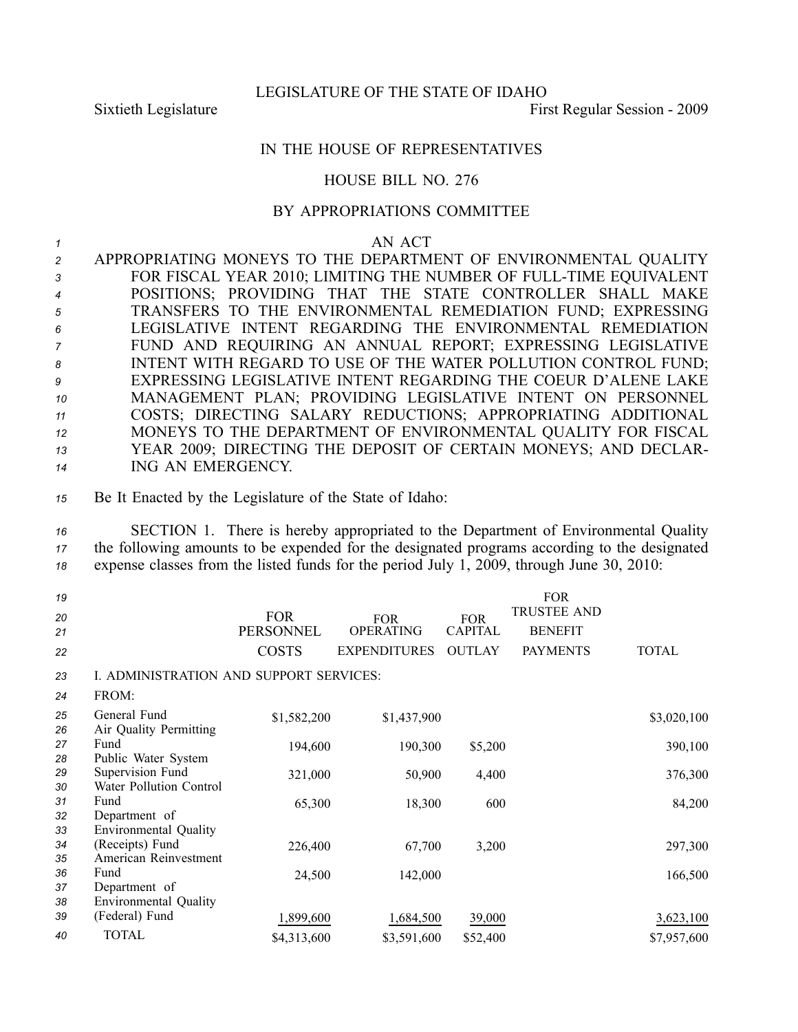LEGISLATURE OF THE STATE OF IDAHO

Sixtieth Legislature First Regular Session - 2009

IN THE HOUSE OF REPRESENTATIVES

HOUSE BILL NO. 276

BY APPROPRIATIONS COMMITTEE

AN ACT

APPROPRIATING MONEYS TO THE DEPARTMENT OF ENVIRONMENTAL QUALITY FOR FISCAL YEAR 2010; LIMITING THE NUMBER OF FULL-TIME EQUIVALENT POSITIONS; PROVIDING THAT THE STATE CONTROLLER SHALL MAKE TRANSFERS TO THE ENVIRONMENTAL REMEDIATION FUND; EXPRESSING LEGISLATIVE INTENT REGARDING THE ENVIRONMENTAL REMEDIATION FUND AND REQUIRING AN ANNUAL REPORT; EXPRESSING LEGISLATIVE INTENT WITH REGARD TO USE OF THE WATER POLLUTION CONTROL FUND; EXPRESSING LEGISLATIVE INTENT REGARDING THE COEUR D'ALENE LAKE MANAGEMENT PLAN; PROVIDING LEGISLATIVE INTENT ON PERSONNEL COSTS; DIRECTING SALARY REDUCTIONS; APPROPRIATING ADDITIONAL MONEYS TO THE DEPARTMENT OF ENVIRONMENTAL QUALITY FOR FISCAL YEAR 2009; DIRECTING THE DEPOSIT OF CERTAIN MONEYS; AND DECLARING AN EMERGENCY.

Be It Enacted by the Legislature of the State of Idaho:

SECTION 1. There is hereby appropriated to the Department of Environmental Quality the following amounts to be expended for the designated programs according to the designated expense classes from the listed funds for the period July 1, 2009, through June 30, 2010:

| | FOR PERSONNEL COSTS | FOR OPERATING EXPENDITURES | FOR CAPITAL OUTLAY | FOR TRUSTEE AND BENEFIT PAYMENTS | TOTAL |
|---|---|---|---|---|---|
| I. ADMINISTRATION AND SUPPORT SERVICES: | | | | | |
| FROM: | | | | | |
| General Fund | $1,582,200 | $1,437,900 | | | $3,020,100 |
| Air Quality Permitting Fund | 194,600 | 190,300 | $5,200 | | 390,100 |
| Public Water System Supervision Fund | 321,000 | 50,900 | 4,400 | | 376,300 |
| Water Pollution Control Fund | 65,300 | 18,300 | 600 | | 84,200 |
| Department of Environmental Quality (Receipts) Fund | 226,400 | 67,700 | 3,200 | | 297,300 |
| American Reinvestment Fund | 24,500 | 142,000 | | | 166,500 |
| Department of Environmental Quality (Federal) Fund | 1,899,600 | 1,684,500 | 39,000 | | 3,623,100 |
| TOTAL | $4,313,600 | $3,591,600 | $52,400 | | $7,957,600 |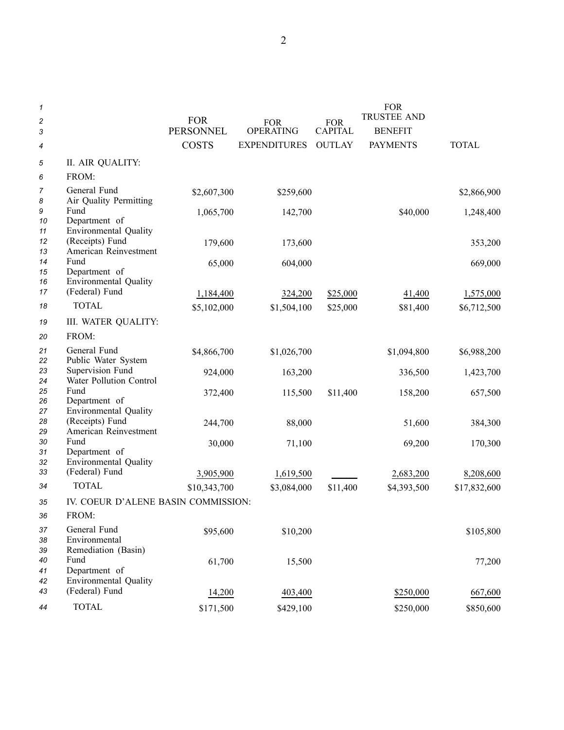| | FOR PERSONNEL COSTS | FOR OPERATING EXPENDITURES | FOR CAPITAL OUTLAY | FOR TRUSTEE AND BENEFIT PAYMENTS | TOTAL |
|---|---|---|---|---|---|
| II. AIR QUALITY: | | | | | |
| FROM: | | | | | |
| General Fund | $2,607,300 | $259,600 | | | $2,866,900 |
| Air Quality Permitting Fund | 1,065,700 | 142,700 | | $40,000 | 1,248,400 |
| Department of Environmental Quality (Receipts) Fund | 179,600 | 173,600 | | | 353,200 |
| American Reinvestment Fund | 65,000 | 604,000 | | | 669,000 |
| Department of Environmental Quality (Federal) Fund | 1,184,400 | 324,200 | $25,000 | 41,400 | 1,575,000 |
| TOTAL | $5,102,000 | $1,504,100 | $25,000 | $81,400 | $6,712,500 |
| III. WATER QUALITY: | | | | | |
| FROM: | | | | | |
| General Fund | $4,866,700 | $1,026,700 | | $1,094,800 | $6,988,200 |
| Public Water System Supervision Fund | 924,000 | 163,200 | | 336,500 | 1,423,700 |
| Water Pollution Control Fund | 372,400 | 115,500 | $11,400 | 158,200 | 657,500 |
| Department of Environmental Quality (Receipts) Fund | 244,700 | 88,000 | | 51,600 | 384,300 |
| American Reinvestment Fund | 30,000 | 71,100 | | 69,200 | 170,300 |
| Department of Environmental Quality (Federal) Fund | 3,905,900 | 1,619,500 | | 2,683,200 | 8,208,600 |
| TOTAL | $10,343,700 | $3,084,000 | $11,400 | $4,393,500 | $17,832,600 |
| IV. COEUR D'ALENE BASIN COMMISSION: | | | | | |
| FROM: | | | | | |
| General Fund | $95,600 | $10,200 | | | $105,800 |
| Environmental Remediation (Basin) Fund | 61,700 | 15,500 | | | 77,200 |
| Department of Environmental Quality (Federal) Fund | 14,200 | 403,400 | | $250,000 | 667,600 |
| TOTAL | $171,500 | $429,100 | | $250,000 | $850,600 |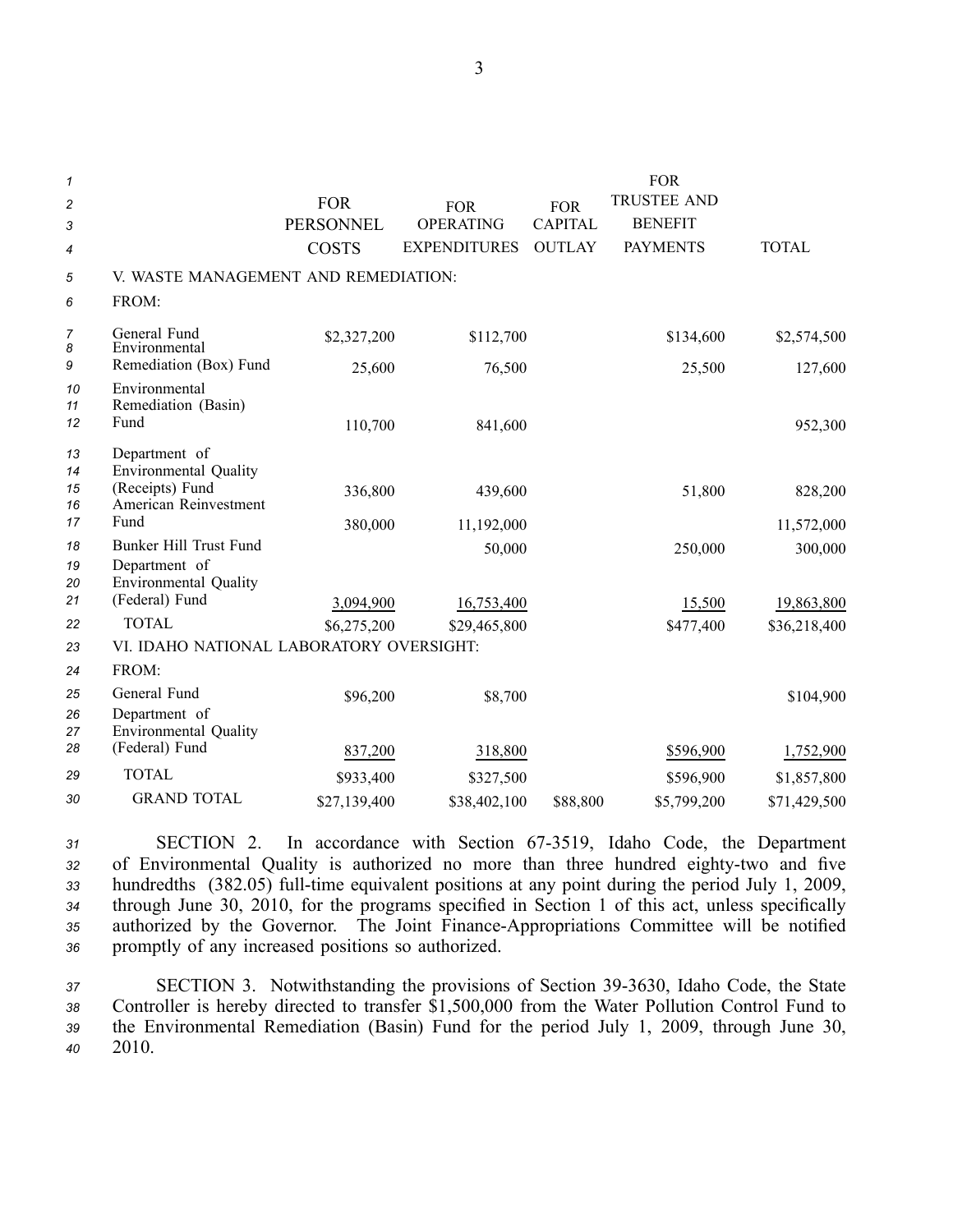| | FOR PERSONNEL COSTS | FOR OPERATING EXPENDITURES | FOR CAPITAL OUTLAY | FOR TRUSTEE AND BENEFIT PAYMENTS | TOTAL |
|---|---|---|---|---|---|
| V. WASTE MANAGEMENT AND REMEDIATION: | | | | | |
| FROM: | | | | | |
| General Fund | $2,327,200 | $112,700 | | $134,600 | $2,574,500 |
| Environmental Remediation (Box) Fund | 25,600 | 76,500 | | 25,500 | 127,600 |
| Environmental Remediation (Basin) Fund | 110,700 | 841,600 | | | 952,300 |
| Department of Environmental Quality (Receipts) Fund | 336,800 | 439,600 | | 51,800 | 828,200 |
| American Reinvestment Fund | 380,000 | 11,192,000 | | | 11,572,000 |
| Bunker Hill Trust Fund | | 50,000 | | 250,000 | 300,000 |
| Department of Environmental Quality (Federal) Fund | 3,094,900 | 16,753,400 | | 15,500 | 19,863,800 |
| TOTAL | $6,275,200 | $29,465,800 | | $477,400 | $36,218,400 |
| VI. IDAHO NATIONAL LABORATORY OVERSIGHT: | | | | | |
| FROM: | | | | | |
| General Fund | $96,200 | $8,700 | | | $104,900 |
| Department of Environmental Quality (Federal) Fund | 837,200 | 318,800 | | $596,900 | 1,752,900 |
| TOTAL | $933,400 | $327,500 | | $596,900 | $1,857,800 |
| GRAND TOTAL | $27,139,400 | $38,402,100 | $88,800 | $5,799,200 | $71,429,500 |

SECTION 2. In accordance with Section 67-3519, Idaho Code, the Department of Environmental Quality is authorized no more than three hundred eighty-two and five hundredths (382.05) full-time equivalent positions at any point during the period July 1, 2009, through June 30, 2010, for the programs specified in Section 1 of this act, unless specifically authorized by the Governor. The Joint Finance-Appropriations Committee will be notified promptly of any increased positions so authorized.

SECTION 3. Notwithstanding the provisions of Section 39-3630, Idaho Code, the State Controller is hereby directed to transfer $1,500,000 from the Water Pollution Control Fund to the Environmental Remediation (Basin) Fund for the period July 1, 2009, through June 30, 2010.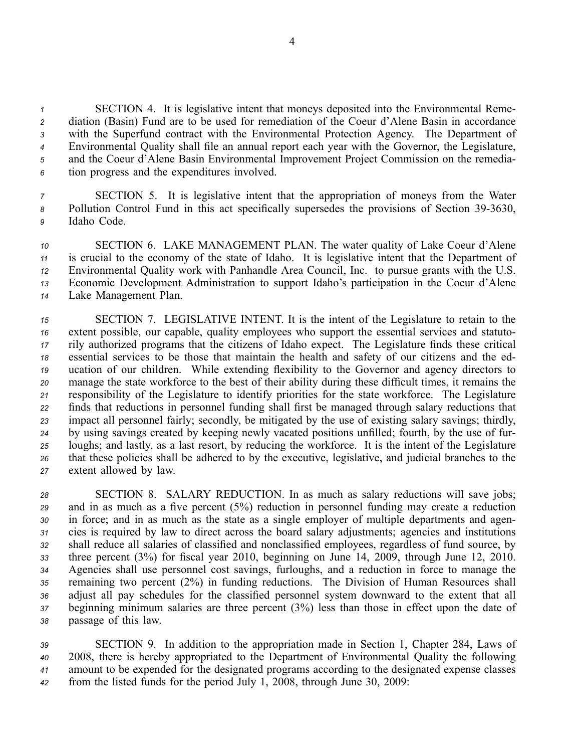SECTION 4. It is legislative intent that moneys deposited into the Environmental Remediation (Basin) Fund are to be used for remediation of the Coeur d'Alene Basin in accordance with the Superfund contract with the Environmental Protection Agency. The Department of Environmental Quality shall file an annual report each year with the Governor, the Legislature, and the Coeur d'Alene Basin Environmental Improvement Project Commission on the remediation progress and the expenditures involved.

SECTION 5. It is legislative intent that the appropriation of moneys from the Water Pollution Control Fund in this act specifically supersedes the provisions of Section 39-3630, Idaho Code.

SECTION 6. LAKE MANAGEMENT PLAN. The water quality of Lake Coeur d'Alene is crucial to the economy of the state of Idaho. It is legislative intent that the Department of Environmental Quality work with Panhandle Area Council, Inc. to pursue grants with the U.S. Economic Development Administration to support Idaho's participation in the Coeur d'Alene Lake Management Plan.

SECTION 7. LEGISLATIVE INTENT. It is the intent of the Legislature to retain to the extent possible, our capable, quality employees who support the essential services and statutorily authorized programs that the citizens of Idaho expect. The Legislature finds these critical essential services to be those that maintain the health and safety of our citizens and the education of our children. While extending flexibility to the Governor and agency directors to manage the state workforce to the best of their ability during these difficult times, it remains the responsibility of the Legislature to identify priorities for the state workforce. The Legislature finds that reductions in personnel funding shall first be managed through salary reductions that impact all personnel fairly; secondly, be mitigated by the use of existing salary savings; thirdly, by using savings created by keeping newly vacated positions unfilled; fourth, by the use of furloughs; and lastly, as a last resort, by reducing the workforce. It is the intent of the Legislature that these policies shall be adhered to by the executive, legislative, and judicial branches to the extent allowed by law.

SECTION 8. SALARY REDUCTION. In as much as salary reductions will save jobs; and in as much as a five percent (5%) reduction in personnel funding may create a reduction in force; and in as much as the state as a single employer of multiple departments and agencies is required by law to direct across the board salary adjustments; agencies and institutions shall reduce all salaries of classified and nonclassified employees, regardless of fund source, by three percent (3%) for fiscal year 2010, beginning on June 14, 2009, through June 12, 2010. Agencies shall use personnel cost savings, furloughs, and a reduction in force to manage the remaining two percent (2%) in funding reductions. The Division of Human Resources shall adjust all pay schedules for the classified personnel system downward to the extent that all beginning minimum salaries are three percent (3%) less than those in effect upon the date of passage of this law.

SECTION 9. In addition to the appropriation made in Section 1, Chapter 284, Laws of 2008, there is hereby appropriated to the Department of Environmental Quality the following amount to be expended for the designated programs according to the designated expense classes from the listed funds for the period July 1, 2008, through June 30, 2009: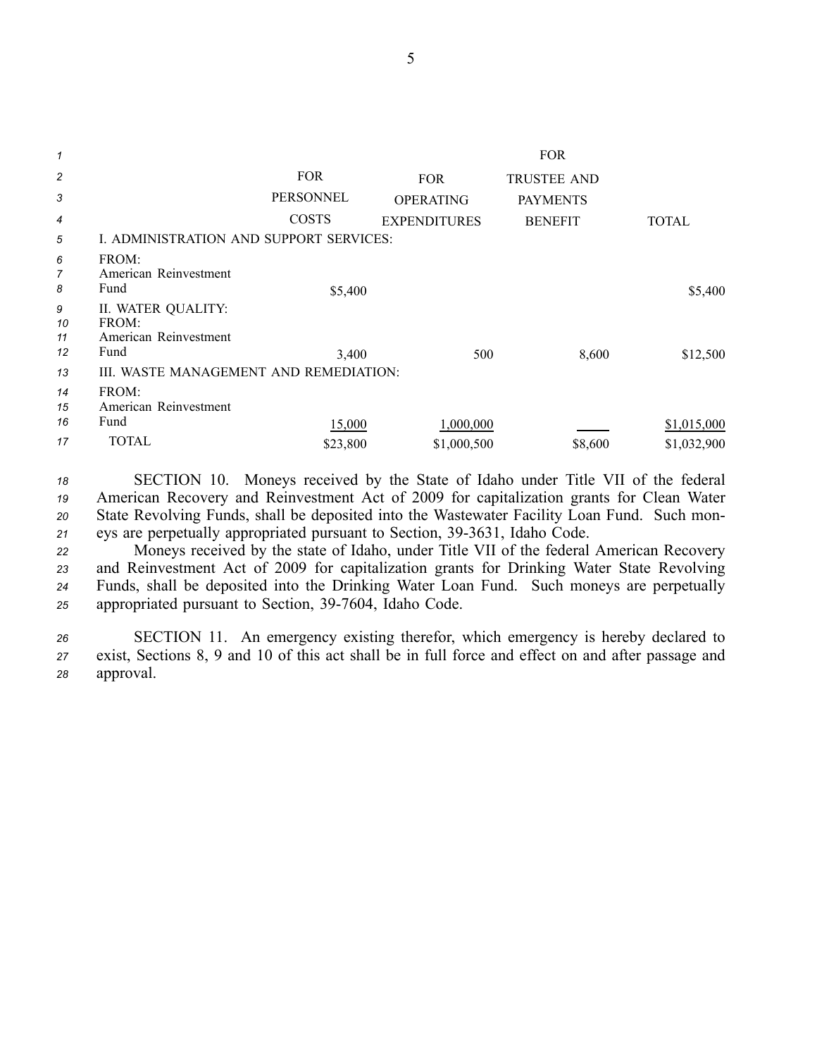| | FOR PERSONNEL COSTS | FOR OPERATING EXPENDITURES | FOR TRUSTEE AND PAYMENTS BENEFIT | TOTAL |
|---|---|---|---|---|
| I. ADMINISTRATION AND SUPPORT SERVICES: | | | | |
| FROM: American Reinvestment Fund | $5,400 | | | $5,400 |
| II. WATER QUALITY: FROM: American Reinvestment Fund | 3,400 | 500 | 8,600 | $12,500 |
| III. WASTE MANAGEMENT AND REMEDIATION: | | | | |
| FROM: American Reinvestment Fund | 15,000 | 1,000,000 | | $1,015,000 |
| TOTAL | $23,800 | $1,000,500 | $8,600 | $1,032,900 |

SECTION 10. Moneys received by the State of Idaho under Title VII of the federal American Recovery and Reinvestment Act of 2009 for capitalization grants for Clean Water State Revolving Funds, shall be deposited into the Wastewater Facility Loan Fund. Such moneys are perpetually appropriated pursuant to Section, 39-3631, Idaho Code.

Moneys received by the state of Idaho, under Title VII of the federal American Recovery and Reinvestment Act of 2009 for capitalization grants for Drinking Water State Revolving Funds, shall be deposited into the Drinking Water Loan Fund. Such moneys are perpetually appropriated pursuant to Section, 39-7604, Idaho Code.

SECTION 11. An emergency existing therefor, which emergency is hereby declared to exist, Sections 8, 9 and 10 of this act shall be in full force and effect on and after passage and approval.